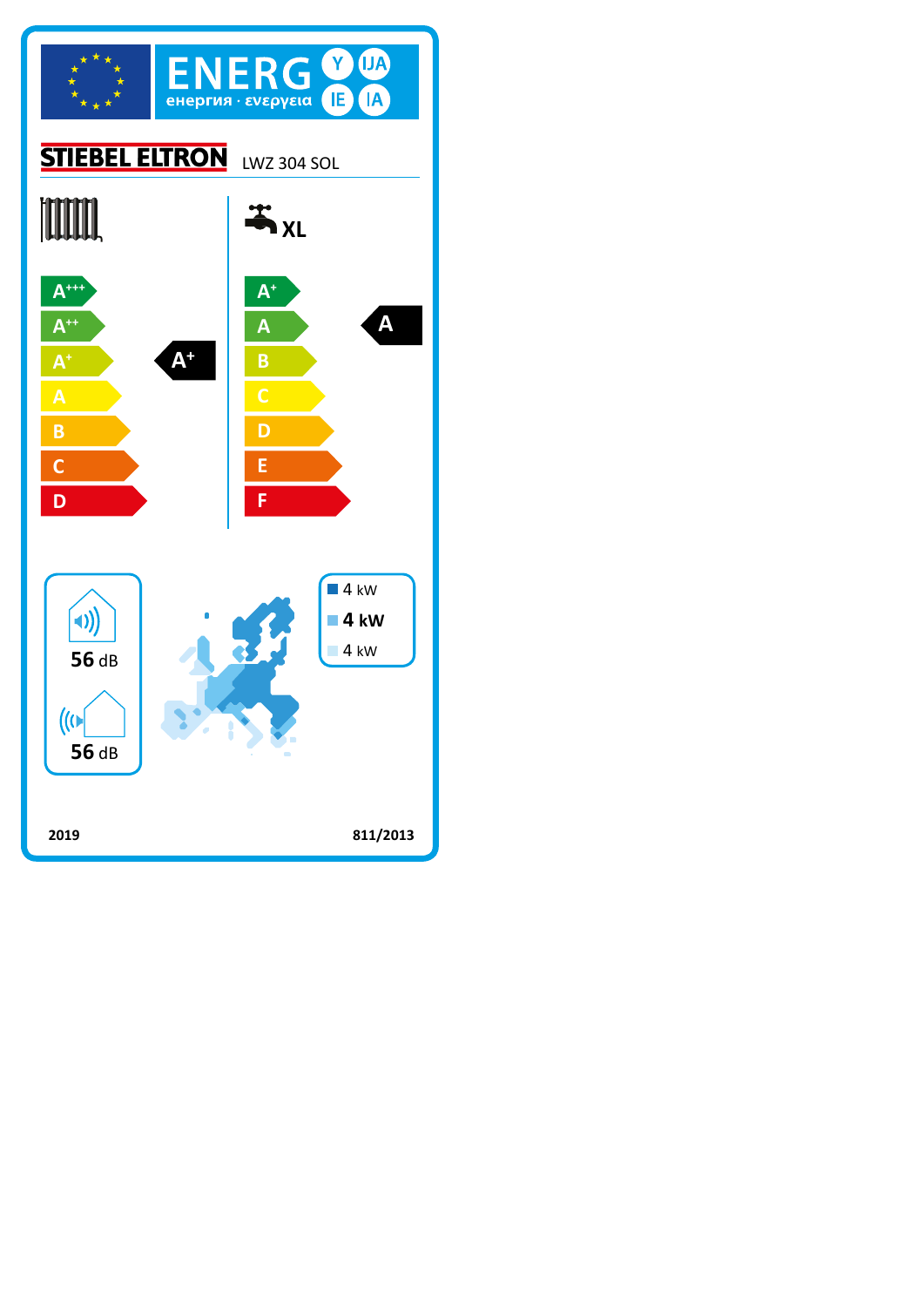# ENERG Y IJA
енергия · ενεργεια IE IA

**STIEBEL ELTRON** LWZ 304 SOL

| Space heating | Water heating (XL) |
|---|---|
| A+++ | A+ |
| A++ | A |
| A+ | B |
| A | C |
| B | D |
| C | E |
| D | F |
| **Class: A+** | **Class: A** |

56 dB

56 dB

- 4 kW
- **4 kW**
- 4 kW

2019

811/2013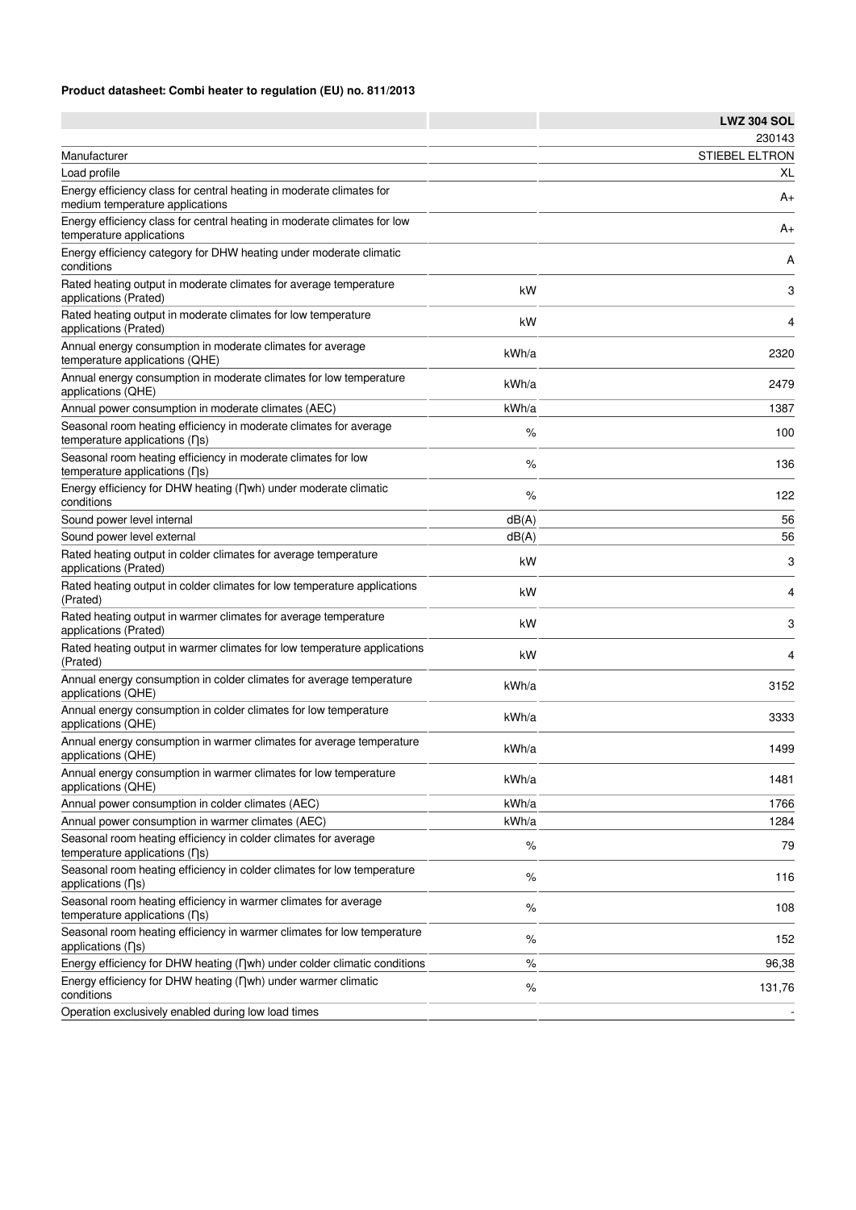**Product datasheet: Combi heater to regulation (EU) no. 811/2013**

| | | LWZ 304 SOL |
|---|---|---|
| | | 230143 |
| Manufacturer | | STIEBEL ELTRON |
| Load profile | | XL |
| Energy efficiency class for central heating in moderate climates for medium temperature applications | | A+ |
| Energy efficiency class for central heating in moderate climates for low temperature applications | | A+ |
| Energy efficiency category for DHW heating under moderate climatic conditions | | A |
| Rated heating output in moderate climates for average temperature applications (Prated) | kW | 3 |
| Rated heating output in moderate climates for low temperature applications (Prated) | kW | 4 |
| Annual energy consumption in moderate climates for average temperature applications (QHE) | kWh/a | 2320 |
| Annual energy consumption in moderate climates for low temperature applications (QHE) | kWh/a | 2479 |
| Annual power consumption in moderate climates (AEC) | kWh/a | 1387 |
| Seasonal room heating efficiency in moderate climates for average temperature applications (ƞs) | % | 100 |
| Seasonal room heating efficiency in moderate climates for low temperature applications (ƞs) | % | 136 |
| Energy efficiency for DHW heating (ƞwh) under moderate climatic conditions | % | 122 |
| Sound power level internal | dB(A) | 56 |
| Sound power level external | dB(A) | 56 |
| Rated heating output in colder climates for average temperature applications (Prated) | kW | 3 |
| Rated heating output in colder climates for low temperature applications (Prated) | kW | 4 |
| Rated heating output in warmer climates for average temperature applications (Prated) | kW | 3 |
| Rated heating output in warmer climates for low temperature applications (Prated) | kW | 4 |
| Annual energy consumption in colder climates for average temperature applications (QHE) | kWh/a | 3152 |
| Annual energy consumption in colder climates for low temperature applications (QHE) | kWh/a | 3333 |
| Annual energy consumption in warmer climates for average temperature applications (QHE) | kWh/a | 1499 |
| Annual energy consumption in warmer climates for low temperature applications (QHE) | kWh/a | 1481 |
| Annual power consumption in colder climates (AEC) | kWh/a | 1766 |
| Annual power consumption in warmer climates (AEC) | kWh/a | 1284 |
| Seasonal room heating efficiency in colder climates for average temperature applications (ƞs) | % | 79 |
| Seasonal room heating efficiency in colder climates for low temperature applications (ƞs) | % | 116 |
| Seasonal room heating efficiency in warmer climates for average temperature applications (ƞs) | % | 108 |
| Seasonal room heating efficiency in warmer climates for low temperature applications (ƞs) | % | 152 |
| Energy efficiency for DHW heating (ƞwh) under colder climatic conditions | % | 96,38 |
| Energy efficiency for DHW heating (ƞwh) under warmer climatic conditions | % | 131,76 |
| Operation exclusively enabled during low load times | | - |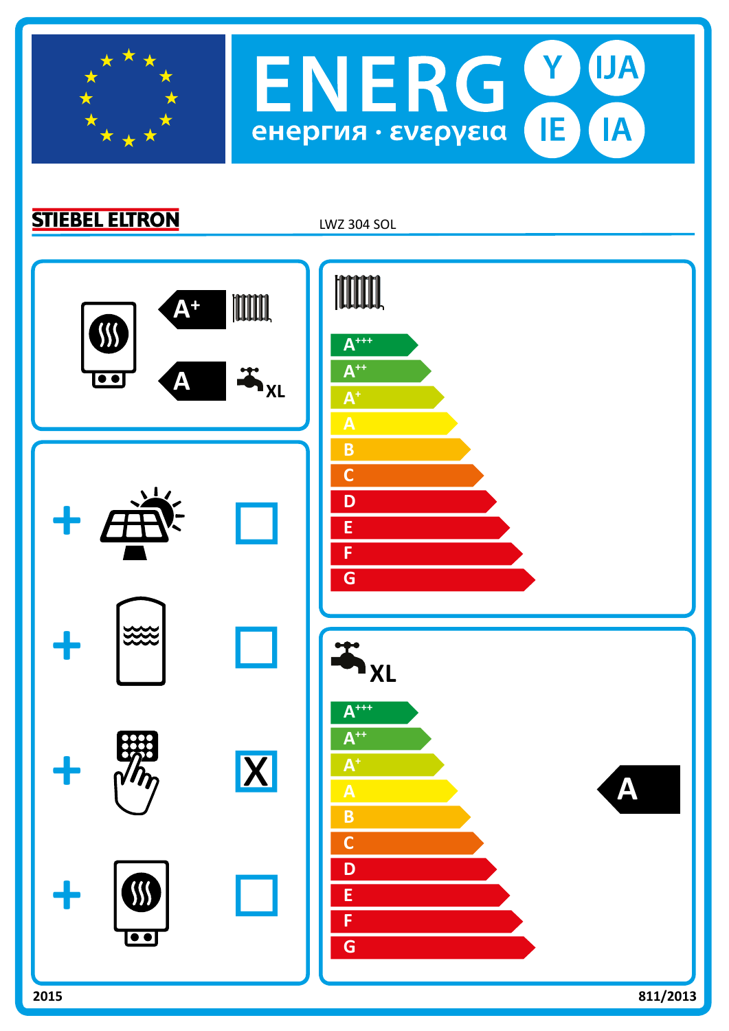# ENERG Y IJA IE IA

енергия · ενεργεια

**STIEBEL ELTRON** LWZ 304 SOL

A+ (space heating)

A (water heating) XL

| Component | |
|---|---|
| + Solar collector | ☐ |
| + Hot water storage tank | ☐ |
| + Temperature control | X |
| + Supplementary heater | ☐ |

Space heating scale: A+++, A++, A+, A, B, C, D, E, F, G

Water heating XL scale: A+++, A++, A+, A, B, C, D, E, F, G — **A**

2015 811/2013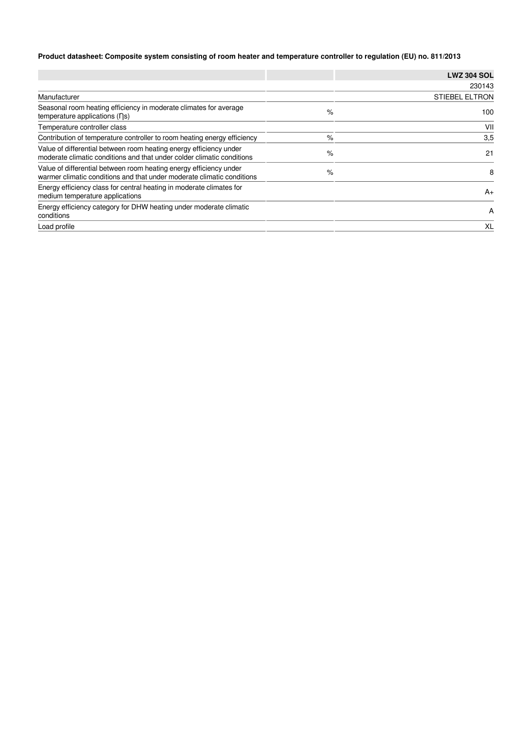**Product datasheet: Composite system consisting of room heater and temperature controller to regulation (EU) no. 811/2013**

| | | LWZ 304 SOL |
|---|---|---|
| | | 230143 |
| Manufacturer | | STIEBEL ELTRON |
| Seasonal room heating efficiency in moderate climates for average temperature applications (ηs) | % | 100 |
| Temperature controller class | | VII |
| Contribution of temperature controller to room heating energy efficiency | % | 3,5 |
| Value of differential between room heating energy efficiency under moderate climatic conditions and that under colder climatic conditions | % | 21 |
| Value of differential between room heating energy efficiency under warmer climatic conditions and that under moderate climatic conditions | % | 8 |
| Energy efficiency class for central heating in moderate climates for medium temperature applications | | A+ |
| Energy efficiency category for DHW heating under moderate climatic conditions | | A |
| Load profile | | XL |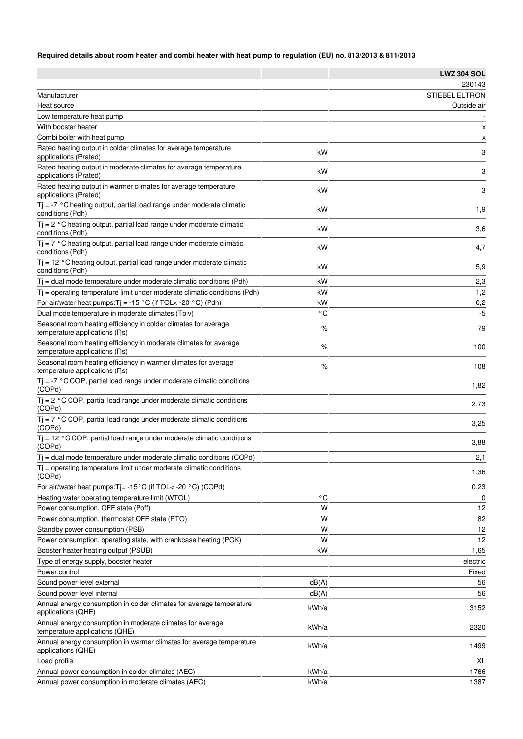**Required details about room heater and combi heater with heat pump to regulation (EU) no. 813/2013 & 811/2013**

| | | LWZ 304 SOL |
|---|---|---|
| | | 230143 |
| Manufacturer | | STIEBEL ELTRON |
| Heat source | | Outside air |
| Low temperature heat pump | | - |
| With booster heater | | x |
| Combi boiler with heat pump | | x |
| Rated heating output in colder climates for average temperature applications (Prated) | kW | 3 |
| Rated heating output in moderate climates for average temperature applications (Prated) | kW | 3 |
| Rated heating output in warmer climates for average temperature applications (Prated) | kW | 3 |
| Tj = -7 °C heating output, partial load range under moderate climatic conditions (Pdh) | kW | 1,9 |
| Tj = 2 °C heating output, partial load range under moderate climatic conditions (Pdh) | kW | 3,6 |
| Tj = 7 °C heating output, partial load range under moderate climatic conditions (Pdh) | kW | 4,7 |
| Tj = 12 °C heating output, partial load range under moderate climatic conditions (Pdh) | kW | 5,9 |
| Tj = dual mode temperature under moderate climatic conditions (Pdh) | kW | 2,3 |
| Tj = operating temperature limit under moderate climatic conditions (Pdh) | kW | 1,2 |
| For air/water heat pumps:Tj = -15 °C (if TOL< -20 °C) (Pdh) | kW | 0,2 |
| Dual mode temperature in moderate climates (Tbiv) | °C | -5 |
| Seasonal room heating efficiency in colder climates for average temperature applications (ɳs) | % | 79 |
| Seasonal room heating efficiency in moderate climates for average temperature applications (ɳs) | % | 100 |
| Seasonal room heating efficiency in warmer climates for average temperature applications (ɳs) | % | 108 |
| Tj = -7 °C COP, partial load range under moderate climatic conditions (COPd) | | 1,82 |
| Tj = 2 °C COP, partial load range under moderate climatic conditions (COPd) | | 2,73 |
| Tj = 7 °C COP, partial load range under moderate climatic conditions (COPd) | | 3,25 |
| Tj = 12 °C COP, partial load range under moderate climatic conditions (COPd) | | 3,88 |
| Tj = dual mode temperature under moderate climatic conditions (COPd) | | 2,1 |
| Tj = operating temperature limit under moderate climatic conditions (COPd) | | 1,36 |
| For air/water heat pumps:Tj= -15°C (if TOL< -20 °C) (COPd) | | 0,23 |
| Heating water operating temperature limit (WTOL) | °C | 0 |
| Power consumption, OFF state (Poff) | W | 12 |
| Power consumption, thermostat OFF state (PTO) | W | 82 |
| Standby power consumption (PSB) | W | 12 |
| Power consumption, operating state, with crankcase heating (PCK) | W | 12 |
| Booster heater heating output (PSUB) | kW | 1,65 |
| Type of energy supply, booster heater | | electric |
| Power control | | Fixed |
| Sound power level external | dB(A) | 56 |
| Sound power level internal | dB(A) | 56 |
| Annual energy consumption in colder climates for average temperature applications (QHE) | kWh/a | 3152 |
| Annual energy consumption in moderate climates for average temperature applications (QHE) | kWh/a | 2320 |
| Annual energy consumption in warmer climates for average temperature applications (QHE) | kWh/a | 1499 |
| Load profile | | XL |
| Annual power consumption in colder climates (AEC) | kWh/a | 1766 |
| Annual power consumption in moderate climates (AEC) | kWh/a | 1387 |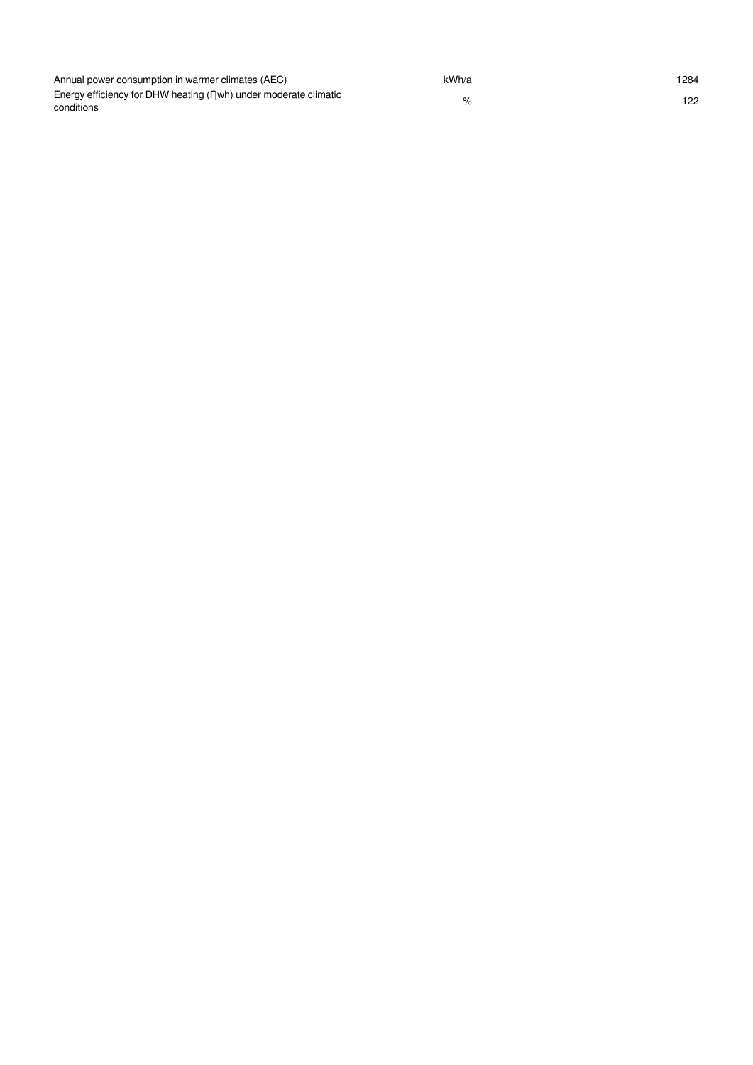| | | |
|---|---|---|
| Annual power consumption in warmer climates (AEC) | kWh/a | 1284 |
| Energy efficiency for DHW heating (Ƞwh) under moderate climatic conditions | % | 122 |